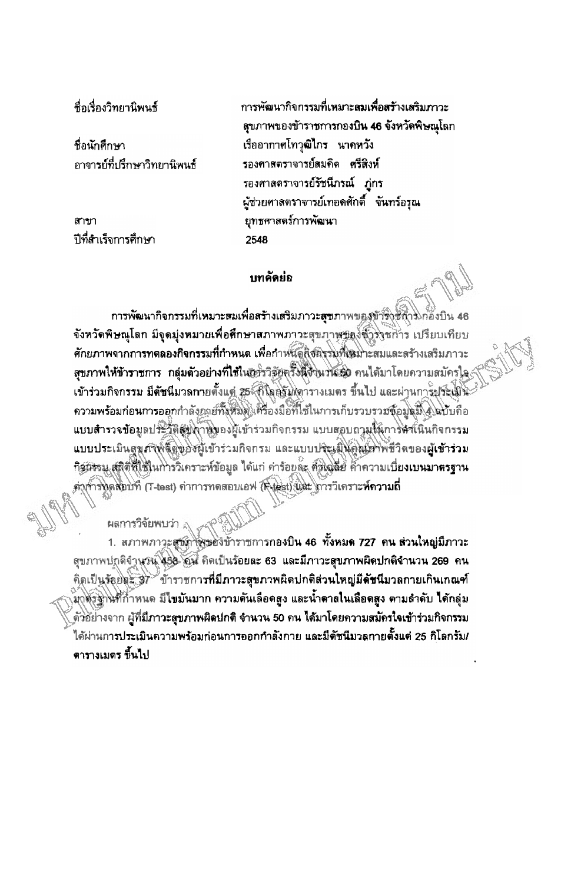| | |
|---|---|
| ชื่อเรื่องวิทยานิพนธ์ | การพัฒนากิจกรรมที่เหมาะสมเพื่อสร้างเสริมภาวะสุขภาพของข้าราชการกองบิน 46 จังหวัดพิษณุโลก |
| ชื่อนักศึกษา | เรืออากาศโทวุฒิไกร นาคหวัง |
| อาจารย์ที่ปรึกษาวิทยานิพนธ์ | รองศาสตราจารย์สมคิด ศรีสิงห์ |
| | รองศาสตราจารย์รัชนีภรณ์ ภู่กร |
| | ผู้ช่วยศาสตราจารย์เทอดศักดิ์ จันทร์อรุณ |
| สาขา | ยุทธศาสตร์การพัฒนา |
| ปีที่สำเร็จการศึกษา | 2548 |

## บทคัดย่อ

การพัฒนากิจกรรมที่เหมาะสมเพื่อสร้างเสริมภาวะสุขภาพของข้าราชการกองบิน 46 จังหวัดพิษณุโลก มีจุดมุ่งหมายเพื่อศึกษาสภาพภาวะสุขภาพของข้าราชการ เปรียบเทียบศักยภาพจากการทดลองกิจกรรมที่กำหนด เพื่อกำหนดกิจกรรมที่เหมาะสมและสร้างเสริมภาวะสุขภาพให้ข้าราชการ กลุ่มตัวอย่างที่ใช้ในการวิจัยครั้งนี้จำนวน 50 คนได้มาโดยความสมัครใจเข้าร่วมกิจกรรม มีดัชนีมวลกายตั้งแต่ 25 กิโลกรัม/ตารางเมตร ขึ้นไป และผ่านการประเมินความพร้อมก่อนการออกกำลังกายทั้งหมด เครื่องมือที่ใช้ในการเก็บรวบรวมข้อมูลมี 4 ฉบับคือ แบบสำรวจข้อมูลประวัติสุขภาพของผู้เข้าร่วมกิจกรรม แบบสอบถามในการดำเนินกิจกรรม แบบประเมินสุขภาพจิตของผู้เข้าร่วมกิจกรม และแบบประเมินคุณภาพชีวิตของผู้เข้าร่วมกิจกรรม สถิติที่ใช้ในการวิเคราะห์ข้อมูล ได้แก่ ค่าร้อยละ ค่าเฉลี่ย ค่าความเบี่ยงเบนมาตรฐาน ค่าการทดสอบที (T-test) ค่าการทดสอบเอฟ (F-test) และ การวิเคราะห์ความถี่

ผลการวิจัยพบว่า

1. สภาพภาวะสุขภาพของข้าราชการกองบิน 46 ทั้งหมด 727 คน ส่วนใหญ่มีภาวะสุขภาพปกติจำนวน 458 คน คิดเป็นร้อยละ 63 และมีภาวะสุขภาพผิดปกติจำนวน 269 คน คิดเป็นร้อยละ 37 ข้าราชการที่มีภาวะสุขภาพผิดปกติส่วนใหญ่มีดัชนีมวลกายเกินเกณฑ์มาตรฐานที่กำหนด มีไขมันมาก ความดันเลือดสูง และน้ำตาลในเลือดสูง ตามลำดับ ได้กลุ่มตัวอย่างจาก ผู้ที่มีภาวะสุขภาพผิดปกติ จำนวน 50 คน ได้มาโดยความสมัครใจเข้าร่วมกิจกรรม ได้ผ่านการประเมินความพร้อมก่อนการออกกำลังกาย และมีดัชนีมวลกายตั้งแต่ 25 กิโลกรัม/ตารางเมตร ขึ้นไป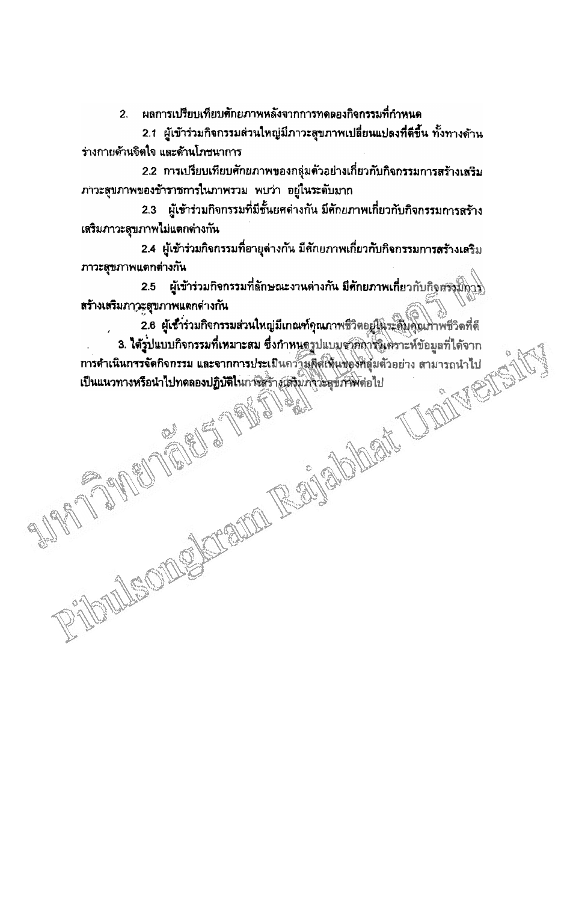2. ผลการเปรียบเทียบศักยภาพหลังจากการทดลองกิจกรรมที่กำหนด

2.1 ผู้เข้าร่วมกิจกรรมส่วนใหญ่มีภาวะสุขภาพเปลี่ยนแปลงที่ดีขึ้น ทั้งทางด้านร่างกายด้านจิตใจ และด้านโภชนาการ

2.2 การเปรียบเทียบศักยภาพของกลุ่มตัวอย่างเกี่ยวกับกิจกรรมการสร้างเสริมภาวะสุขภาพของข้าราชการในภาพรวม พบว่า อยู่ในระดับมาก

2.3 ผู้เข้าร่วมกิจกรรมที่มีชั้นยศต่างกัน มีศักยภาพเกี่ยวกับกิจกรรมการสร้างเสริมภาวะสุขภาพไม่แตกต่างกัน

2.4 ผู้เข้าร่วมกิจกรรมที่อายุต่างกัน มีศักยภาพเกี่ยวกับกิจกรรมการสร้างเสริมภาวะสุขภาพแตกต่างกัน

2.5 ผู้เข้าร่วมกิจกรรมที่ลักษณะงานต่างกัน มีศักยภาพเกี่ยวกับกิจกรรมการสร้างเสริมภาวะสุขภาพแตกต่างกัน

2.6 ผู้เข้าร่วมกิจกรรมส่วนใหญ่มีเกณฑ์คุณภาพชีวิตอยู่ในระดับคุณภาพชีวิตที่ดี

3. ได้รูปแบบกิจกรรมที่เหมาะสม ซึ่งกำหนดรูปแบบจากการวิเคราะห์ข้อมูลที่ได้จากการดำเนินการจัดกิจกรรม และจากการประเมินความคิดเห็นของกลุ่มตัวอย่าง สามารถนำไปเป็นแนวทางหรือนำไปทดลองปฏิบัติในการสร้างเสริมภาวะสุขภาพต่อไป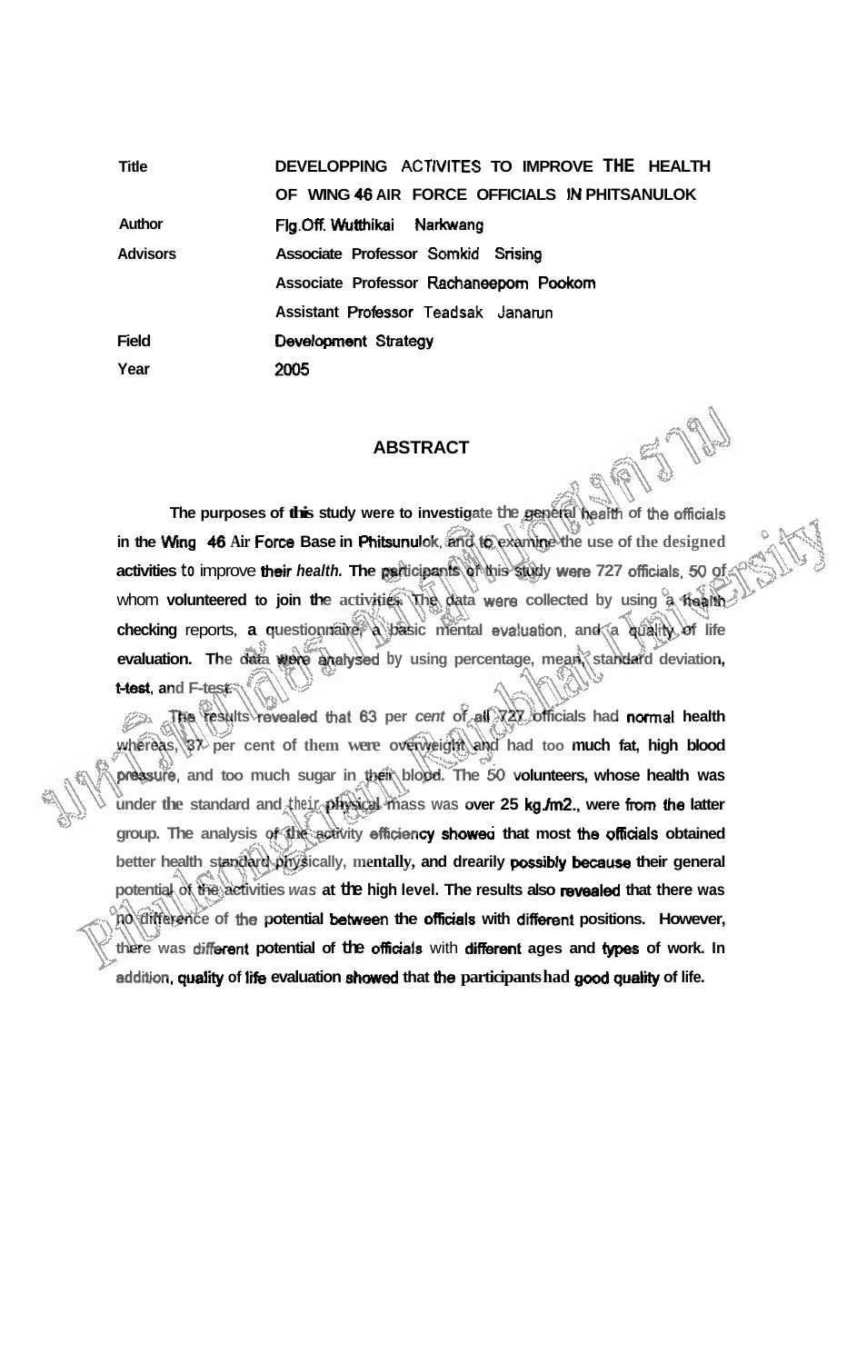| | |
|---|---|
| **Title** | **DEVELOPPING ACTIVITES TO IMPROVE THE HEALTH OF WING 46 AIR FORCE OFFICIALS IN PHITSANULOK** |
| **Author** | **Flg.Off. Wutthikai Narkwang** |
| **Advisors** | **Associate Professor Somkid Srising** |
| | **Associate Professor Rachaneeporn Pookom** |
| | **Assistant Professor Teadsak Janarun** |
| **Field** | **Development Strategy** |
| **Year** | **2005** |

## ABSTRACT

**The purposes of this study were to investigate the general health of the officials in the Wing 46 Air Force Base in Phitsunulok, and to examine the use of the designed activities to improve their *health.* The participants of this study were 727 officials, 50 of whom volunteered to join the activities. The data were collected by using a health checking reports, a questionnaire, a basic mental evaluation, and a quality of life evaluation. The data were analysed by using percentage, mean, standard deviation, t-test, and F-test.**

**The results revealed that 63 per *cent* of all 727 officials had normal health whereas, 37 per cent of them were overweight and had too much fat, high blood pressure, and too much sugar in their blood. The 50 volunteers, whose health was under the standard and their physical mass was over 25 kg./m2., were from the latter group. The analysis of the activity efficiency showed that most the officials obtained better health standard physically, mentally, and drearily possibly because their general potential of the activities *was* at the high level. The results also revealed that there was no difference of the potential between the officials with different positions. However, there was different potential of the officials with different ages and types of work. In addition, quality of life evaluation showed that the participants had good quality of life.**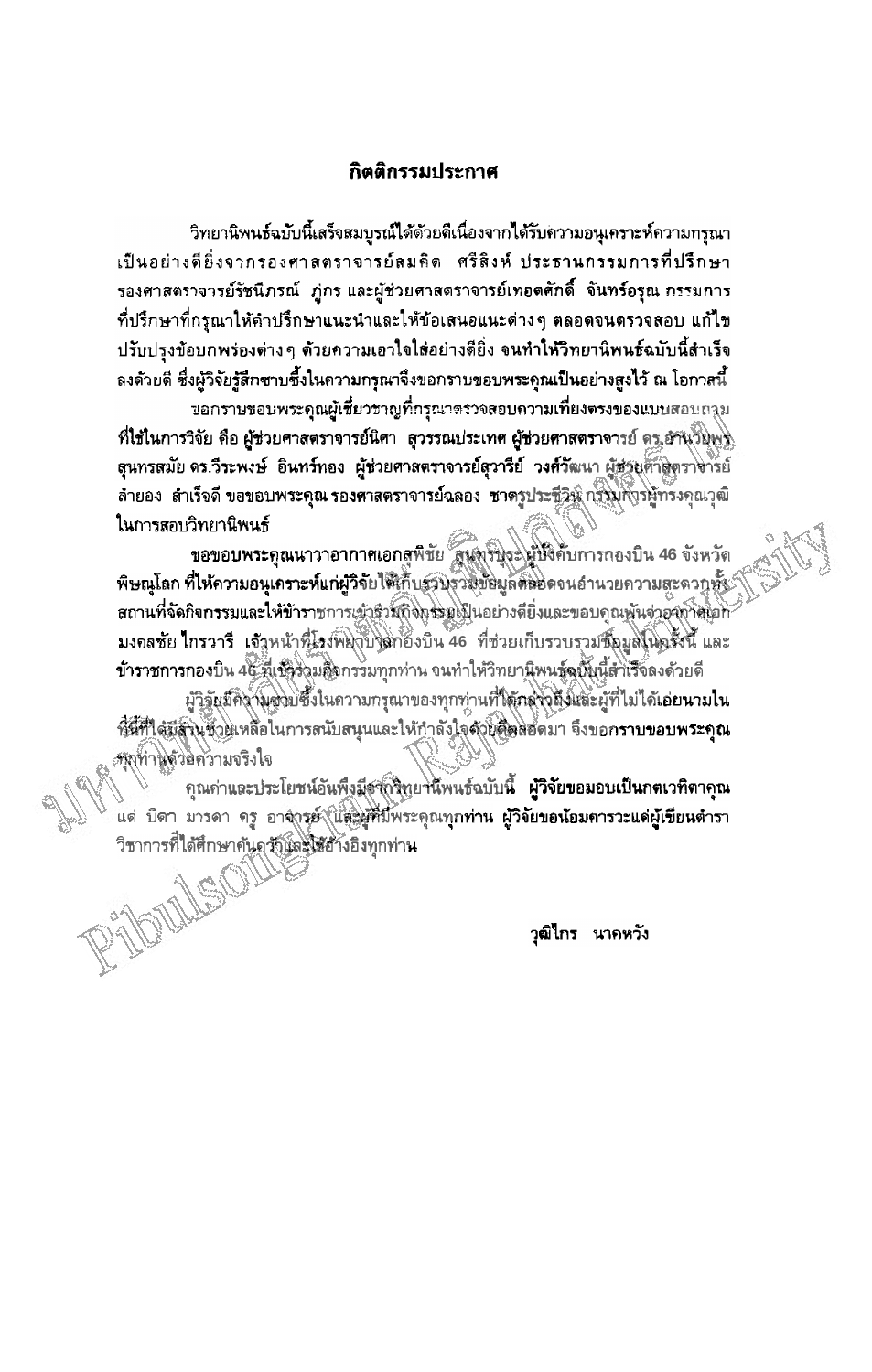# กิตติกรรมประกาศ

วิทยานิพนธ์ฉบับนี้เสร็จสมบูรณ์ได้ด้วยดีเนื่องจากได้รับความอนุเคราะห์ความกรุณาเป็นอย่างดียิ่งจากรองศาสตราจารย์สมคิด ศรีสิงห์ ประธานกรรมการที่ปรึกษา รองศาสตราจารย์รัชนีภรณ์ ภู่กร และผู้ช่วยศาสตราจารย์เทอดศักดิ์ จันทร์อรุณ กรรมการที่ปรึกษาที่กรุณาให้คำปรึกษาแนะนำและให้ข้อเสนอแนะต่างๆ ตลอดจนตรวจสอบ แก้ไข ปรับปรุงข้อบกพร่องต่างๆ ด้วยความเอาใจใส่อย่างดียิ่ง จนทำให้วิทยานิพนธ์ฉบับนี้สำเร็จลงด้วยดี ซึ่งผู้วิจัยรู้สึกซาบซึ้งในความกรุณาจึงขอกราบขอบพระคุณเป็นอย่างสูงไว้ ณ โอกาสนี้

ขอกราบขอบพระคุณผู้เชี่ยวชาญที่กรุณาตรวจสอบความเที่ยงตรงของแบบสอบถามที่ใช้ในการวิจัย คือ ผู้ช่วยศาสตราจารย์นิศา สุวรรณประเทศ ผู้ช่วยศาสตราจารย์ ดร.อำนวยพร สุนทรสมัย ดร.วีระพงษ์ อินทร์ทอง ผู้ช่วยศาสตราจารย์สุวารีย์ วงศ์วัฒนา ผู้ช่วยศาสตราจารย์ลำยอง สำเร็จดี ขอขอบพระคุณ รองศาสตราจารย์ฉลอง ชาตรูประชีวิน กรรมการผู้ทรงคุณวุฒิในการสอบวิทยานิพนธ์

ขอขอบพระคุณนาวาอากาศเอกสุพิชัย สุนทรบุระ ผู้บังคับการกองบิน 46 จังหวัดพิษณุโลก ที่ให้ความอนุเคราะห์แก่ผู้วิจัยได้เก็บรวบรวมข้อมูลตลอดจนอำนวยความสะดวกทั้งสถานที่จัดกิจกรรมและให้ข้าราชการเข้าร่วมกิจกรรมเป็นอย่างดียิ่งและขอบคุณพันจ่าอากาศเอกมงคลชัย ไกรวารี เจ้าหน้าที่โรงพยาบาลกองบิน 46 ที่ช่วยเก็บรวบรวมข้อมูลในครั้งนี้ และข้าราชการกองบิน 46 ที่เข้าร่วมกิจกรรมทุกท่าน จนทำให้วิทยานิพนธ์ฉบับนี้สำเร็จลงด้วยดี

ผู้วิจัยมีความซาบซึ้งในความกรุณาของทุกท่านที่ได้กล่าวถึงและผู้ที่ไม่ได้เอ่ยนามในที่นี้ที่ได้มีส่วนช่วยเหลือในการสนับสนุนและให้กำลังใจด้วยดีตลอดมา จึงขอกราบขอบพระคุณทุกท่านด้วยความจริงใจ

คุณค่าและประโยชน์อันพึงมีจากวิทยานิพนธ์ฉบับนี้ ผู้วิจัยขอมอบเป็นกตเวทิตาคุณแด่ บิดา มารดา ครู อาจารย์ และผู้ที่มีพระคุณทุกท่าน ผู้วิจัยขอน้อมคารวะแด่ผู้เขียนตำราวิชาการที่ได้ศึกษาค้นคว้าและใช้อ้างอิงทุกท่าน

วุฒิไกร นาคหวัง